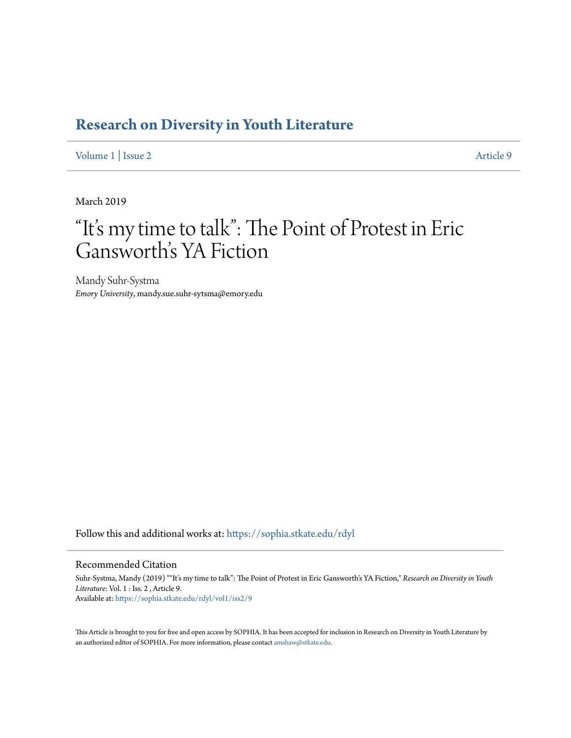# Research on Diversity in Youth Literature

Volume 1 | Issue 2 — Article 9

March 2019

# "It's my time to talk": The Point of Protest in Eric Gansworth's YA Fiction

Mandy Suhr-Systma
*Emory University*, mandy.sue.suhr-sytsma@emory.edu

Follow this and additional works at: https://sophia.stkate.edu/rdyl

## Recommended Citation

Suhr-Systma, Mandy (2019) ""It's my time to talk": The Point of Protest in Eric Gansworth's YA Fiction," *Research on Diversity in Youth Literature*: Vol. 1 : Iss. 2 , Article 9.
Available at: https://sophia.stkate.edu/rdyl/vol1/iss2/9

This Article is brought to you for free and open access by SOPHIA. It has been accepted for inclusion in Research on Diversity in Youth Literature by an authorized editor of SOPHIA. For more information, please contact amshaw@stkate.edu.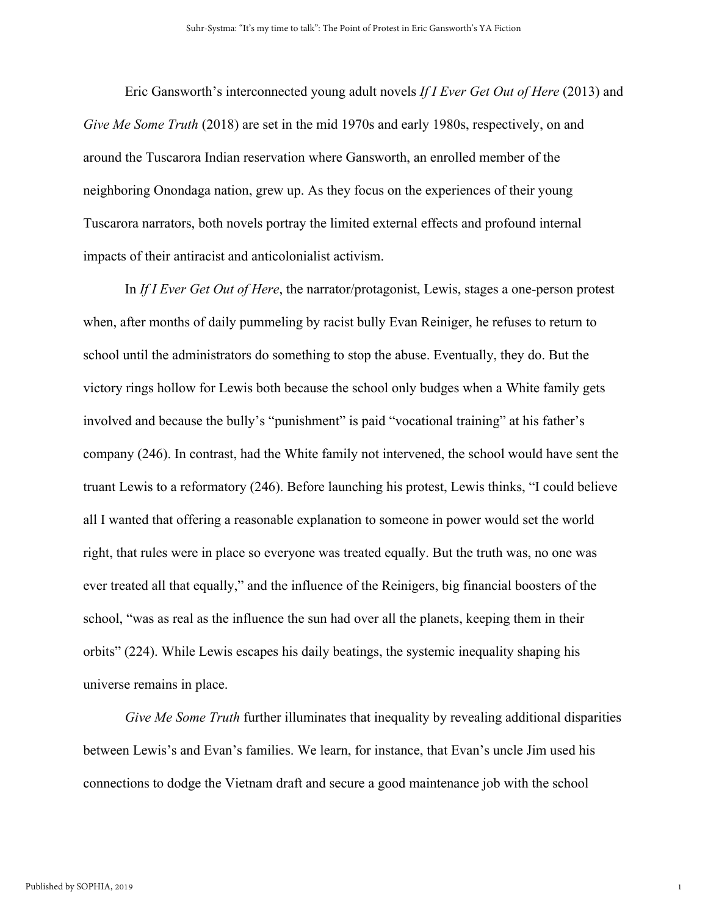Eric Gansworth's interconnected young adult novels *If I Ever Get Out of Here* (2013) and *Give Me Some Truth* (2018) are set in the mid 1970s and early 1980s, respectively, on and around the Tuscarora Indian reservation where Gansworth, an enrolled member of the neighboring Onondaga nation, grew up. As they focus on the experiences of their young Tuscarora narrators, both novels portray the limited external effects and profound internal impacts of their antiracist and anticolonialist activism.

In *If I Ever Get Out of Here*, the narrator/protagonist, Lewis, stages a one-person protest when, after months of daily pummeling by racist bully Evan Reiniger, he refuses to return to school until the administrators do something to stop the abuse. Eventually, they do. But the victory rings hollow for Lewis both because the school only budges when a White family gets involved and because the bully's "punishment" is paid "vocational training" at his father's company (246). In contrast, had the White family not intervened, the school would have sent the truant Lewis to a reformatory (246). Before launching his protest, Lewis thinks, "I could believe all I wanted that offering a reasonable explanation to someone in power would set the world right, that rules were in place so everyone was treated equally. But the truth was, no one was ever treated all that equally," and the influence of the Reinigers, big financial boosters of the school, "was as real as the influence the sun had over all the planets, keeping them in their orbits" (224). While Lewis escapes his daily beatings, the systemic inequality shaping his universe remains in place.

*Give Me Some Truth* further illuminates that inequality by revealing additional disparities between Lewis's and Evan's families. We learn, for instance, that Evan's uncle Jim used his connections to dodge the Vietnam draft and secure a good maintenance job with the school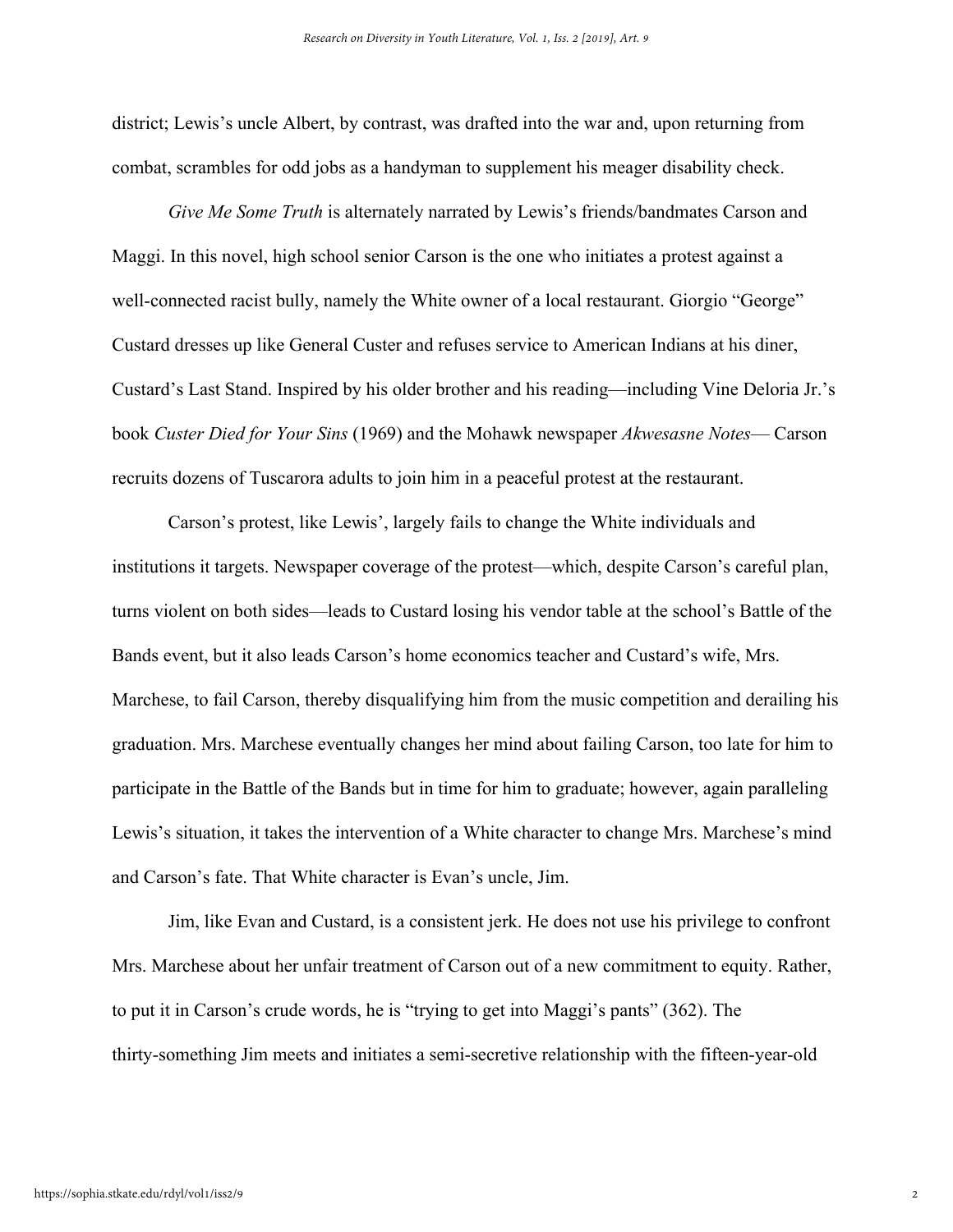district; Lewis's uncle Albert, by contrast, was drafted into the war and, upon returning from combat, scrambles for odd jobs as a handyman to supplement his meager disability check.

*Give Me Some Truth* is alternately narrated by Lewis's friends/bandmates Carson and Maggi. In this novel, high school senior Carson is the one who initiates a protest against a well-connected racist bully, namely the White owner of a local restaurant. Giorgio "George" Custard dresses up like General Custer and refuses service to American Indians at his diner, Custard's Last Stand. Inspired by his older brother and his reading—including Vine Deloria Jr.'s book *Custer Died for Your Sins* (1969) and the Mohawk newspaper *Akwesasne Notes*— Carson recruits dozens of Tuscarora adults to join him in a peaceful protest at the restaurant.

Carson's protest, like Lewis', largely fails to change the White individuals and institutions it targets. Newspaper coverage of the protest—which, despite Carson's careful plan, turns violent on both sides—leads to Custard losing his vendor table at the school's Battle of the Bands event, but it also leads Carson's home economics teacher and Custard's wife, Mrs. Marchese, to fail Carson, thereby disqualifying him from the music competition and derailing his graduation. Mrs. Marchese eventually changes her mind about failing Carson, too late for him to participate in the Battle of the Bands but in time for him to graduate; however, again paralleling Lewis's situation, it takes the intervention of a White character to change Mrs. Marchese's mind and Carson's fate. That White character is Evan's uncle, Jim.

Jim, like Evan and Custard, is a consistent jerk. He does not use his privilege to confront Mrs. Marchese about her unfair treatment of Carson out of a new commitment to equity. Rather, to put it in Carson's crude words, he is "trying to get into Maggi's pants" (362). The thirty-something Jim meets and initiates a semi-secretive relationship with the fifteen-year-old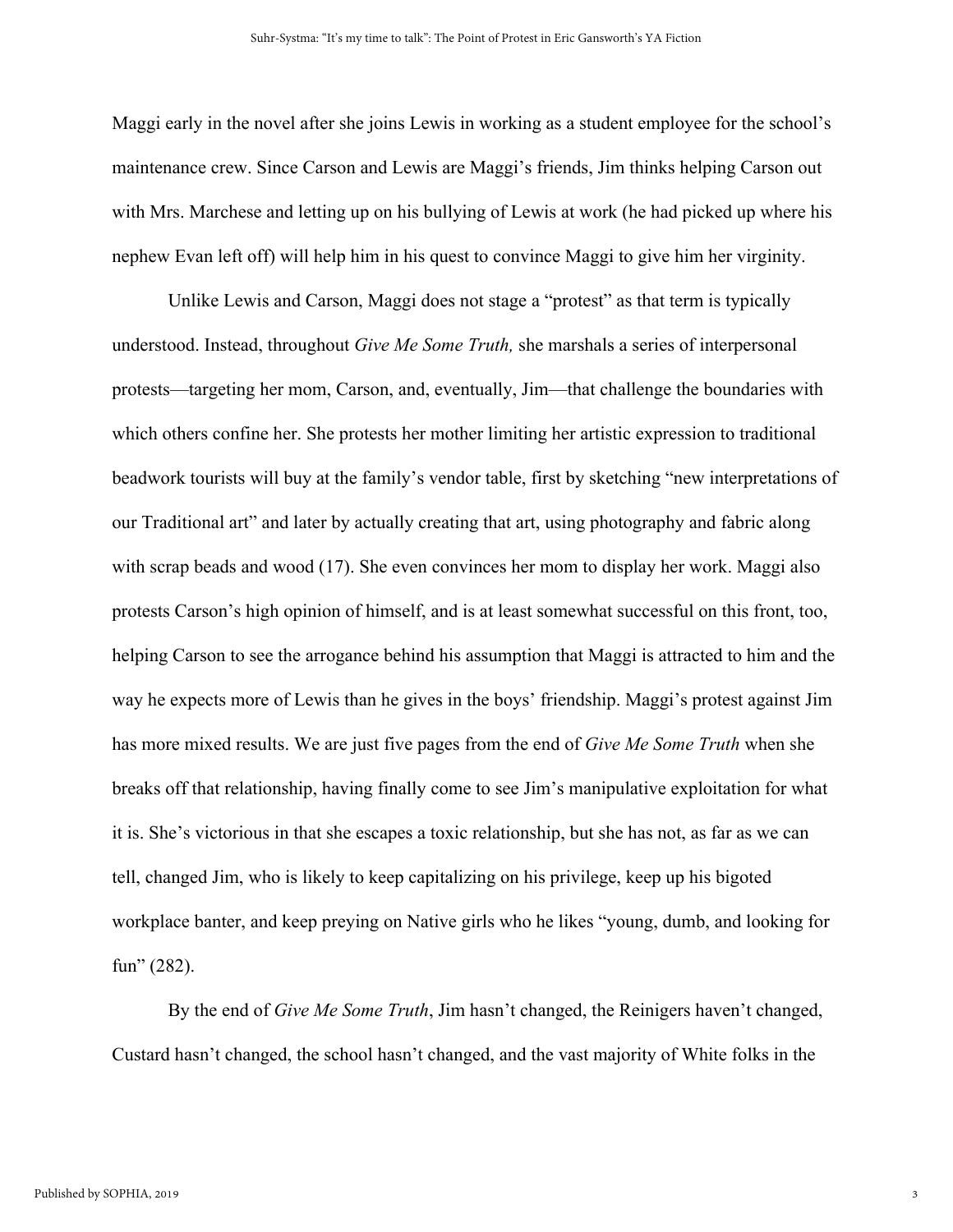Maggi early in the novel after she joins Lewis in working as a student employee for the school's maintenance crew. Since Carson and Lewis are Maggi's friends, Jim thinks helping Carson out with Mrs. Marchese and letting up on his bullying of Lewis at work (he had picked up where his nephew Evan left off) will help him in his quest to convince Maggi to give him her virginity.

Unlike Lewis and Carson, Maggi does not stage a "protest" as that term is typically understood. Instead, throughout *Give Me Some Truth,* she marshals a series of interpersonal protests—targeting her mom, Carson, and, eventually, Jim—that challenge the boundaries with which others confine her. She protests her mother limiting her artistic expression to traditional beadwork tourists will buy at the family's vendor table, first by sketching "new interpretations of our Traditional art" and later by actually creating that art, using photography and fabric along with scrap beads and wood (17). She even convinces her mom to display her work. Maggi also protests Carson's high opinion of himself, and is at least somewhat successful on this front, too, helping Carson to see the arrogance behind his assumption that Maggi is attracted to him and the way he expects more of Lewis than he gives in the boys' friendship. Maggi's protest against Jim has more mixed results. We are just five pages from the end of *Give Me Some Truth* when she breaks off that relationship, having finally come to see Jim's manipulative exploitation for what it is. She's victorious in that she escapes a toxic relationship, but she has not, as far as we can tell, changed Jim, who is likely to keep capitalizing on his privilege, keep up his bigoted workplace banter, and keep preying on Native girls who he likes "young, dumb, and looking for fun" (282).

By the end of *Give Me Some Truth*, Jim hasn't changed, the Reinigers haven't changed, Custard hasn't changed, the school hasn't changed, and the vast majority of White folks in the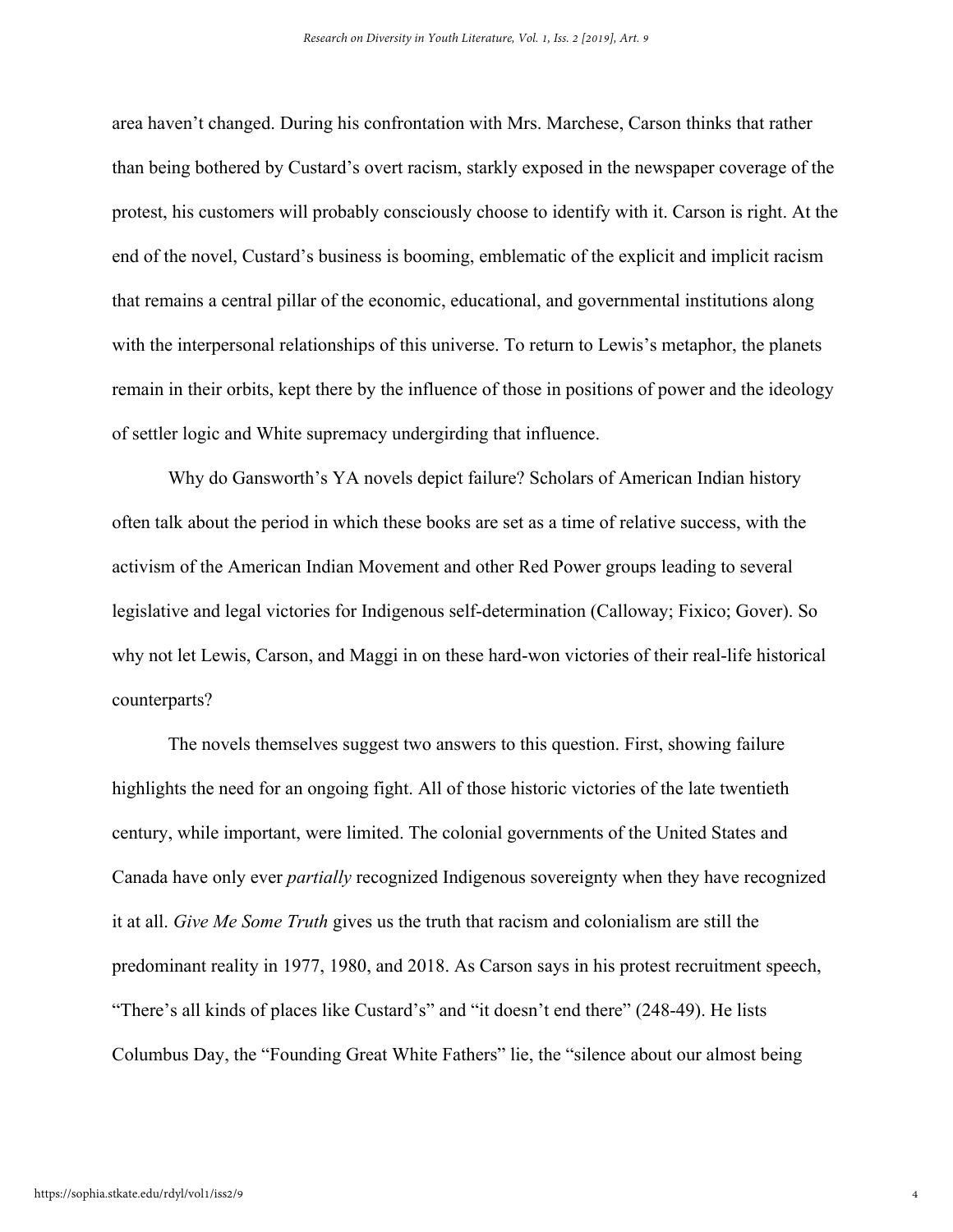area haven't changed. During his confrontation with Mrs. Marchese, Carson thinks that rather than being bothered by Custard's overt racism, starkly exposed in the newspaper coverage of the protest, his customers will probably consciously choose to identify with it. Carson is right. At the end of the novel, Custard's business is booming, emblematic of the explicit and implicit racism that remains a central pillar of the economic, educational, and governmental institutions along with the interpersonal relationships of this universe. To return to Lewis's metaphor, the planets remain in their orbits, kept there by the influence of those in positions of power and the ideology of settler logic and White supremacy undergirding that influence.

Why do Gansworth's YA novels depict failure? Scholars of American Indian history often talk about the period in which these books are set as a time of relative success, with the activism of the American Indian Movement and other Red Power groups leading to several legislative and legal victories for Indigenous self-determination (Calloway; Fixico; Gover). So why not let Lewis, Carson, and Maggi in on these hard-won victories of their real-life historical counterparts?

The novels themselves suggest two answers to this question. First, showing failure highlights the need for an ongoing fight. All of those historic victories of the late twentieth century, while important, were limited. The colonial governments of the United States and Canada have only ever *partially* recognized Indigenous sovereignty when they have recognized it at all. *Give Me Some Truth* gives us the truth that racism and colonialism are still the predominant reality in 1977, 1980, and 2018. As Carson says in his protest recruitment speech, "There's all kinds of places like Custard's" and "it doesn't end there" (248-49). He lists Columbus Day, the "Founding Great White Fathers" lie, the "silence about our almost being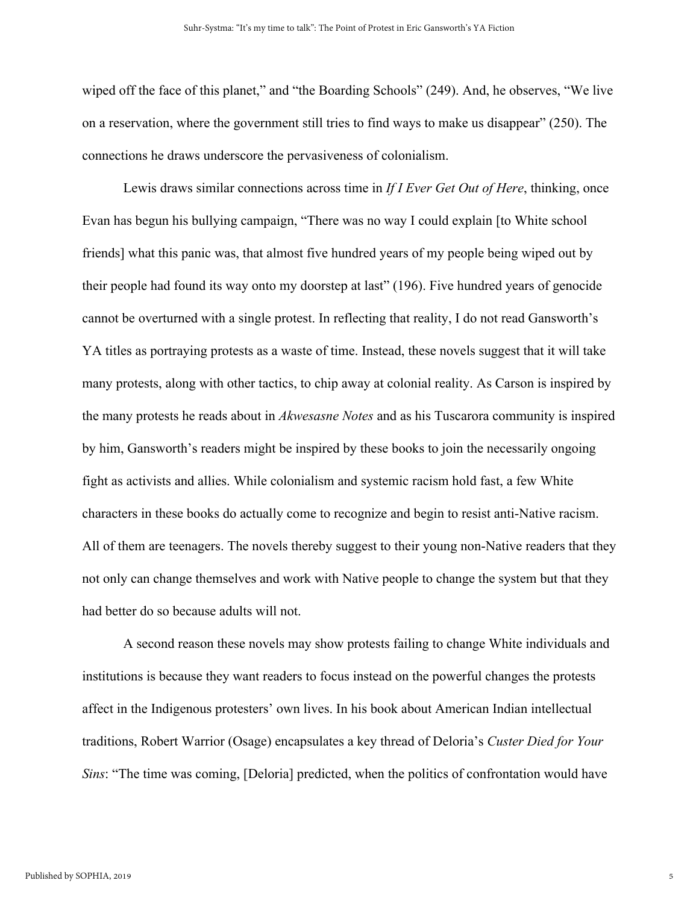wiped off the face of this planet," and "the Boarding Schools" (249). And, he observes, "We live on a reservation, where the government still tries to find ways to make us disappear" (250). The connections he draws underscore the pervasiveness of colonialism.

Lewis draws similar connections across time in *If I Ever Get Out of Here*, thinking, once Evan has begun his bullying campaign, "There was no way I could explain [to White school friends] what this panic was, that almost five hundred years of my people being wiped out by their people had found its way onto my doorstep at last" (196). Five hundred years of genocide cannot be overturned with a single protest. In reflecting that reality, I do not read Gansworth's YA titles as portraying protests as a waste of time. Instead, these novels suggest that it will take many protests, along with other tactics, to chip away at colonial reality. As Carson is inspired by the many protests he reads about in *Akwesasne Notes* and as his Tuscarora community is inspired by him, Gansworth's readers might be inspired by these books to join the necessarily ongoing fight as activists and allies. While colonialism and systemic racism hold fast, a few White characters in these books do actually come to recognize and begin to resist anti-Native racism. All of them are teenagers. The novels thereby suggest to their young non-Native readers that they not only can change themselves and work with Native people to change the system but that they had better do so because adults will not.

A second reason these novels may show protests failing to change White individuals and institutions is because they want readers to focus instead on the powerful changes the protests affect in the Indigenous protesters' own lives. In his book about American Indian intellectual traditions, Robert Warrior (Osage) encapsulates a key thread of Deloria's *Custer Died for Your Sins*: "The time was coming, [Deloria] predicted, when the politics of confrontation would have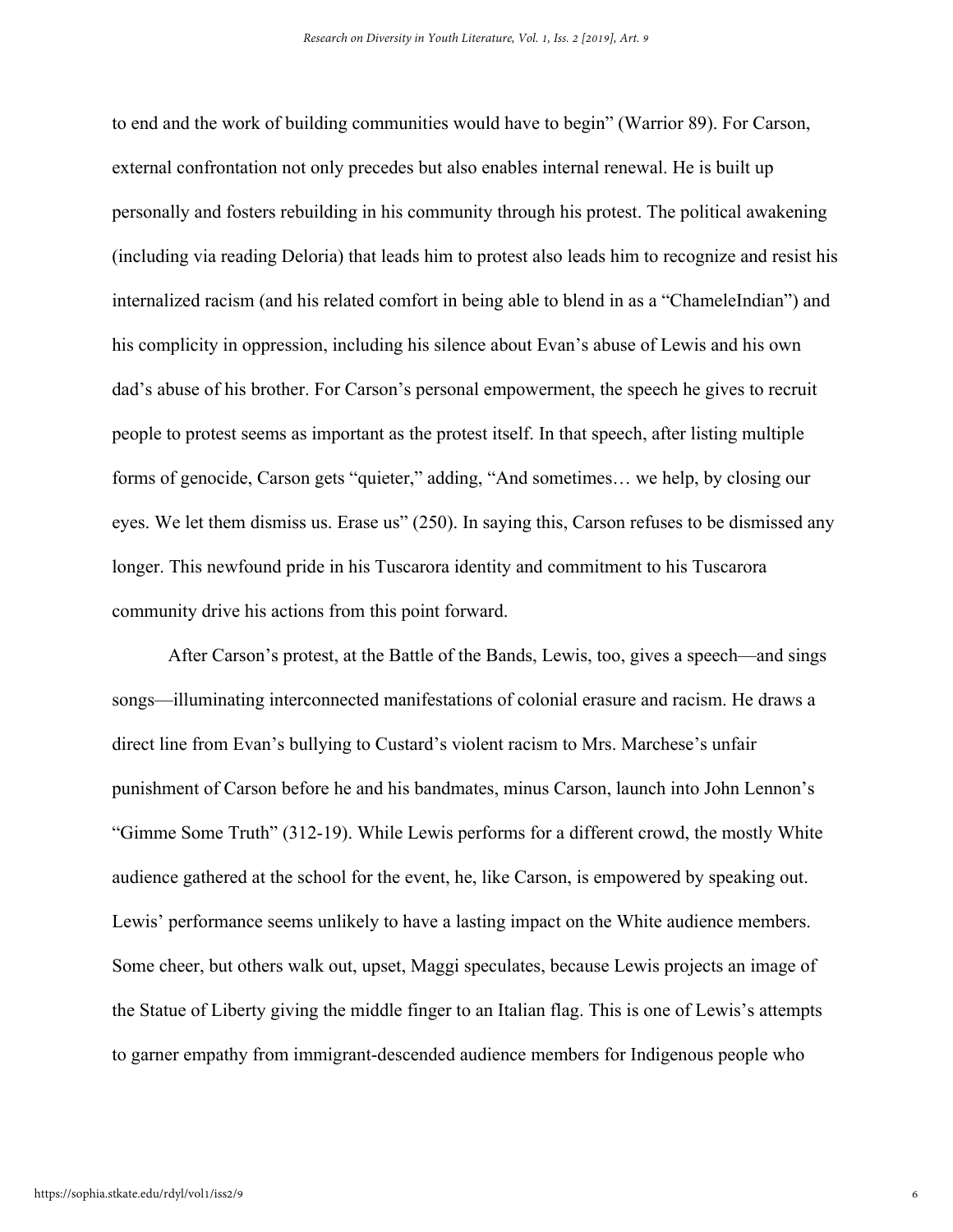to end and the work of building communities would have to begin" (Warrior 89). For Carson, external confrontation not only precedes but also enables internal renewal. He is built up personally and fosters rebuilding in his community through his protest. The political awakening (including via reading Deloria) that leads him to protest also leads him to recognize and resist his internalized racism (and his related comfort in being able to blend in as a "ChameleIndian") and his complicity in oppression, including his silence about Evan's abuse of Lewis and his own dad's abuse of his brother. For Carson's personal empowerment, the speech he gives to recruit people to protest seems as important as the protest itself. In that speech, after listing multiple forms of genocide, Carson gets "quieter," adding, "And sometimes… we help, by closing our eyes. We let them dismiss us. Erase us" (250). In saying this, Carson refuses to be dismissed any longer. This newfound pride in his Tuscarora identity and commitment to his Tuscarora community drive his actions from this point forward.

After Carson's protest, at the Battle of the Bands, Lewis, too, gives a speech—and sings songs—illuminating interconnected manifestations of colonial erasure and racism. He draws a direct line from Evan's bullying to Custard's violent racism to Mrs. Marchese's unfair punishment of Carson before he and his bandmates, minus Carson, launch into John Lennon's "Gimme Some Truth" (312-19). While Lewis performs for a different crowd, the mostly White audience gathered at the school for the event, he, like Carson, is empowered by speaking out. Lewis' performance seems unlikely to have a lasting impact on the White audience members. Some cheer, but others walk out, upset, Maggi speculates, because Lewis projects an image of the Statue of Liberty giving the middle finger to an Italian flag. This is one of Lewis's attempts to garner empathy from immigrant-descended audience members for Indigenous people who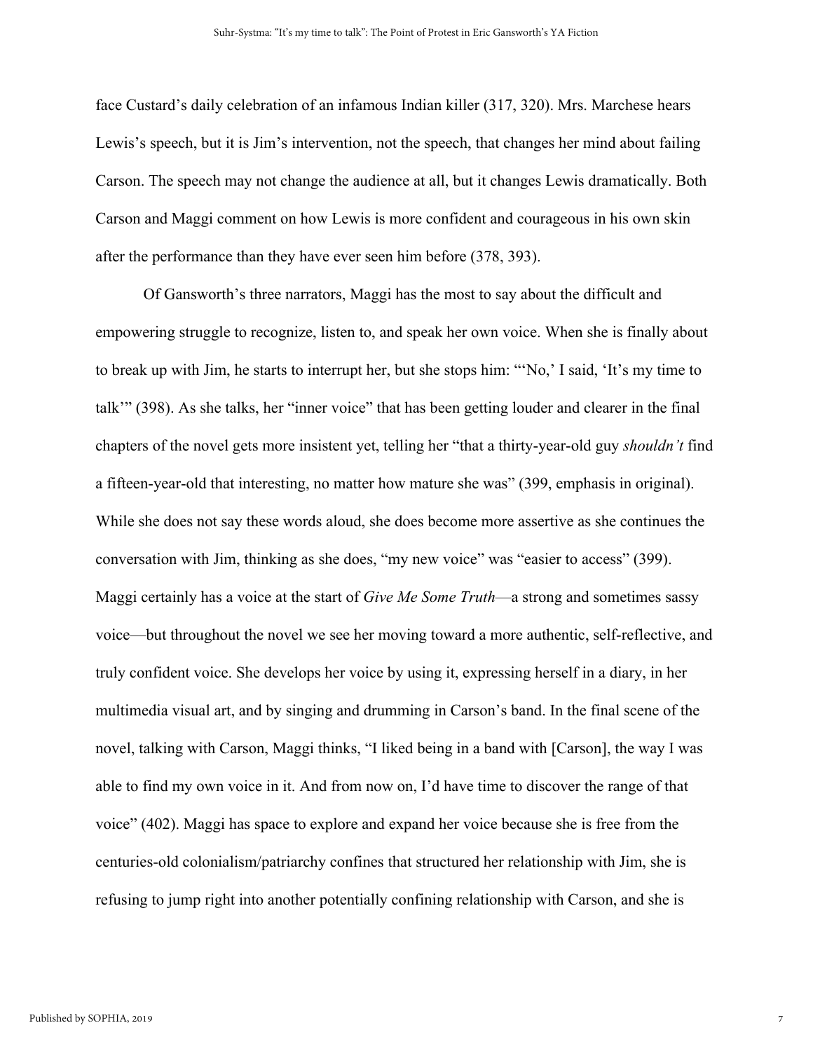face Custard's daily celebration of an infamous Indian killer (317, 320). Mrs. Marchese hears Lewis's speech, but it is Jim's intervention, not the speech, that changes her mind about failing Carson. The speech may not change the audience at all, but it changes Lewis dramatically. Both Carson and Maggi comment on how Lewis is more confident and courageous in his own skin after the performance than they have ever seen him before (378, 393).

Of Gansworth's three narrators, Maggi has the most to say about the difficult and empowering struggle to recognize, listen to, and speak her own voice. When she is finally about to break up with Jim, he starts to interrupt her, but she stops him: "'No,' I said, 'It's my time to talk'" (398). As she talks, her "inner voice" that has been getting louder and clearer in the final chapters of the novel gets more insistent yet, telling her "that a thirty-year-old guy *shouldn't* find a fifteen-year-old that interesting, no matter how mature she was" (399, emphasis in original). While she does not say these words aloud, she does become more assertive as she continues the conversation with Jim, thinking as she does, "my new voice" was "easier to access" (399). Maggi certainly has a voice at the start of *Give Me Some Truth*—a strong and sometimes sassy voice—but throughout the novel we see her moving toward a more authentic, self-reflective, and truly confident voice. She develops her voice by using it, expressing herself in a diary, in her multimedia visual art, and by singing and drumming in Carson's band. In the final scene of the novel, talking with Carson, Maggi thinks, "I liked being in a band with [Carson], the way I was able to find my own voice in it. And from now on, I'd have time to discover the range of that voice" (402). Maggi has space to explore and expand her voice because she is free from the centuries-old colonialism/patriarchy confines that structured her relationship with Jim, she is refusing to jump right into another potentially confining relationship with Carson, and she is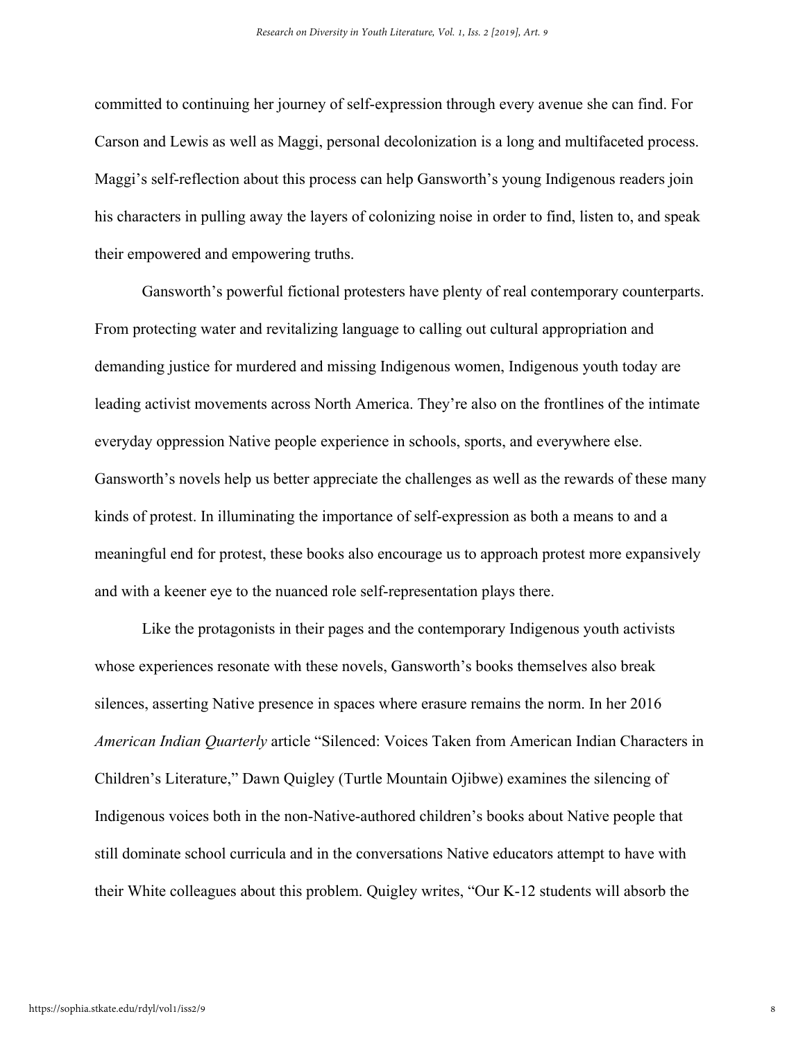committed to continuing her journey of self-expression through every avenue she can find. For Carson and Lewis as well as Maggi, personal decolonization is a long and multifaceted process. Maggi's self-reflection about this process can help Gansworth's young Indigenous readers join his characters in pulling away the layers of colonizing noise in order to find, listen to, and speak their empowered and empowering truths.

Gansworth's powerful fictional protesters have plenty of real contemporary counterparts. From protecting water and revitalizing language to calling out cultural appropriation and demanding justice for murdered and missing Indigenous women, Indigenous youth today are leading activist movements across North America. They're also on the frontlines of the intimate everyday oppression Native people experience in schools, sports, and everywhere else. Gansworth's novels help us better appreciate the challenges as well as the rewards of these many kinds of protest. In illuminating the importance of self-expression as both a means to and a meaningful end for protest, these books also encourage us to approach protest more expansively and with a keener eye to the nuanced role self-representation plays there.

Like the protagonists in their pages and the contemporary Indigenous youth activists whose experiences resonate with these novels, Gansworth's books themselves also break silences, asserting Native presence in spaces where erasure remains the norm. In her 2016 *American Indian Quarterly* article "Silenced: Voices Taken from American Indian Characters in Children's Literature," Dawn Quigley (Turtle Mountain Ojibwe) examines the silencing of Indigenous voices both in the non-Native-authored children's books about Native people that still dominate school curricula and in the conversations Native educators attempt to have with their White colleagues about this problem. Quigley writes, "Our K-12 students will absorb the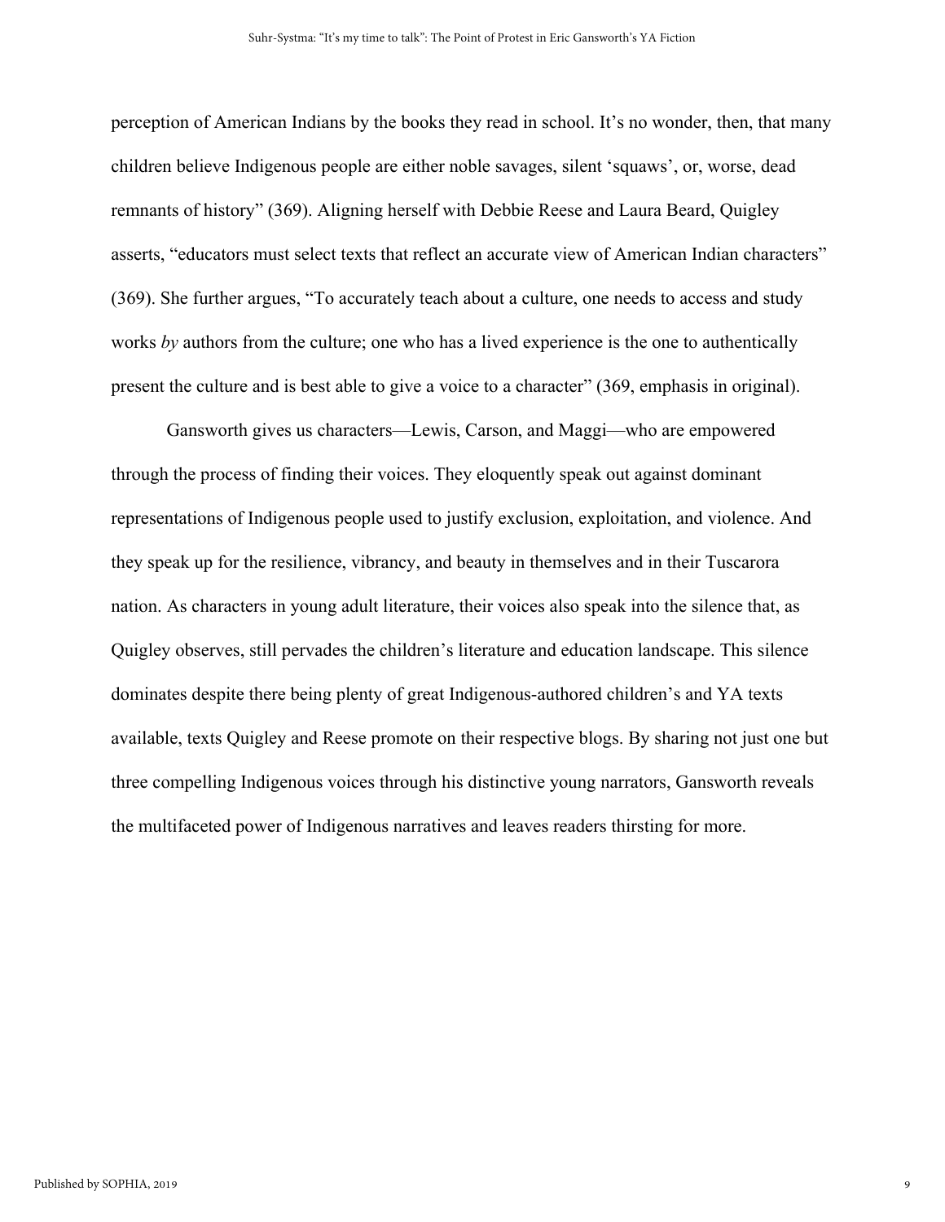perception of American Indians by the books they read in school. It's no wonder, then, that many children believe Indigenous people are either noble savages, silent 'squaws', or, worse, dead remnants of history" (369). Aligning herself with Debbie Reese and Laura Beard, Quigley asserts, "educators must select texts that reflect an accurate view of American Indian characters" (369). She further argues, "To accurately teach about a culture, one needs to access and study works *by* authors from the culture; one who has a lived experience is the one to authentically present the culture and is best able to give a voice to a character" (369, emphasis in original).

Gansworth gives us characters—Lewis, Carson, and Maggi—who are empowered through the process of finding their voices. They eloquently speak out against dominant representations of Indigenous people used to justify exclusion, exploitation, and violence. And they speak up for the resilience, vibrancy, and beauty in themselves and in their Tuscarora nation. As characters in young adult literature, their voices also speak into the silence that, as Quigley observes, still pervades the children's literature and education landscape. This silence dominates despite there being plenty of great Indigenous-authored children's and YA texts available, texts Quigley and Reese promote on their respective blogs. By sharing not just one but three compelling Indigenous voices through his distinctive young narrators, Gansworth reveals the multifaceted power of Indigenous narratives and leaves readers thirsting for more.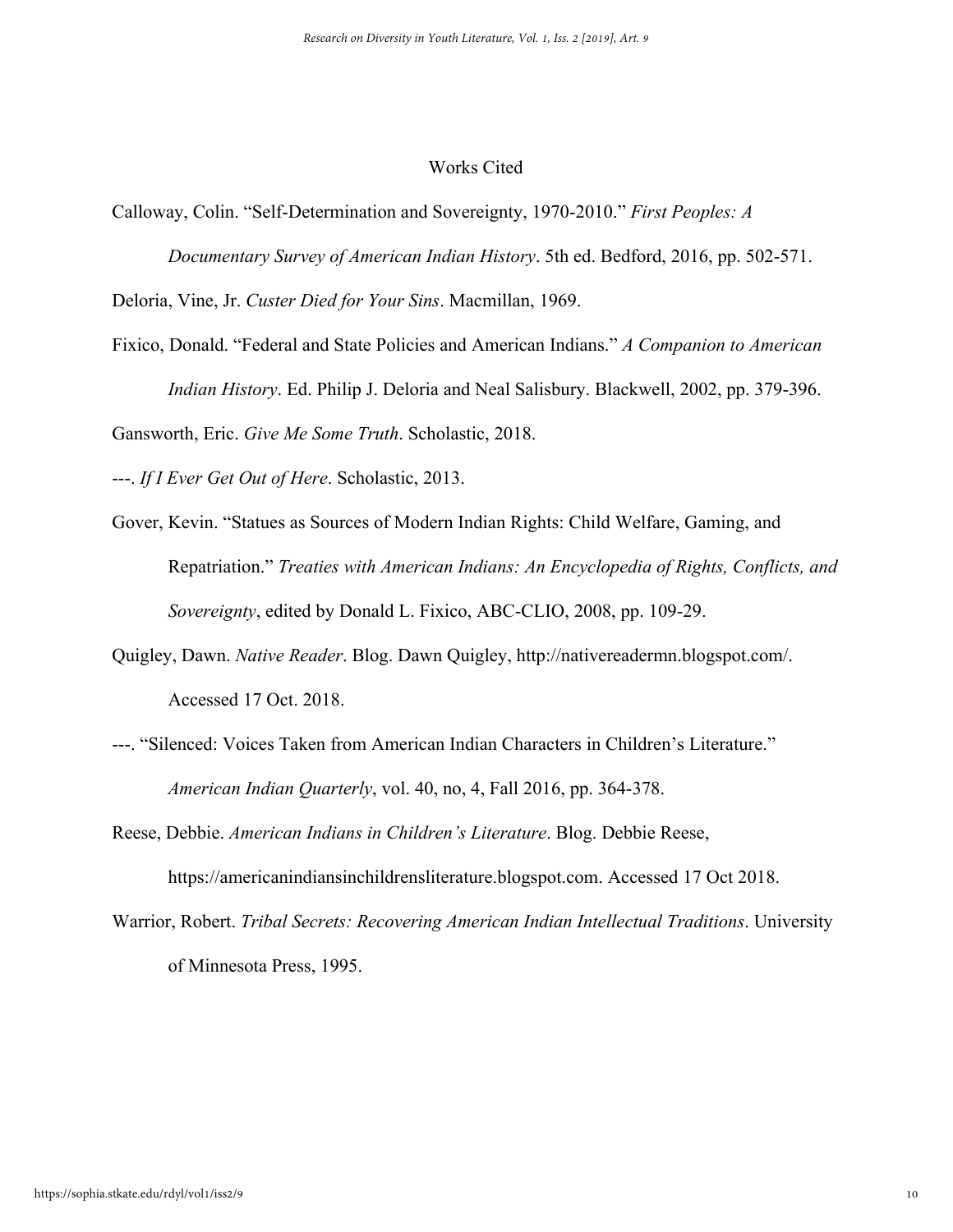# Works Cited

Calloway, Colin. "Self-Determination and Sovereignty, 1970-2010." *First Peoples: A Documentary Survey of American Indian History*. 5th ed. Bedford, 2016, pp. 502-571.

Deloria, Vine, Jr. *Custer Died for Your Sins*. Macmillan, 1969.

Fixico, Donald. "Federal and State Policies and American Indians." *A Companion to American Indian History*. Ed. Philip J. Deloria and Neal Salisbury. Blackwell, 2002, pp. 379-396.

Gansworth, Eric. *Give Me Some Truth*. Scholastic, 2018.

---. *If I Ever Get Out of Here*. Scholastic, 2013.

Gover, Kevin. "Statues as Sources of Modern Indian Rights: Child Welfare, Gaming, and Repatriation." *Treaties with American Indians: An Encyclopedia of Rights, Conflicts, and Sovereignty*, edited by Donald L. Fixico, ABC-CLIO, 2008, pp. 109-29.

Quigley, Dawn. *Native Reader*. Blog. Dawn Quigley, http://nativereadermn.blogspot.com/. Accessed 17 Oct. 2018.

---. "Silenced: Voices Taken from American Indian Characters in Children's Literature." *American Indian Quarterly*, vol. 40, no, 4, Fall 2016, pp. 364-378.

Reese, Debbie. *American Indians in Children's Literature*. Blog. Debbie Reese, https://americanindiansinchildrensliterature.blogspot.com. Accessed 17 Oct 2018.

Warrior, Robert. *Tribal Secrets: Recovering American Indian Intellectual Traditions*. University of Minnesota Press, 1995.